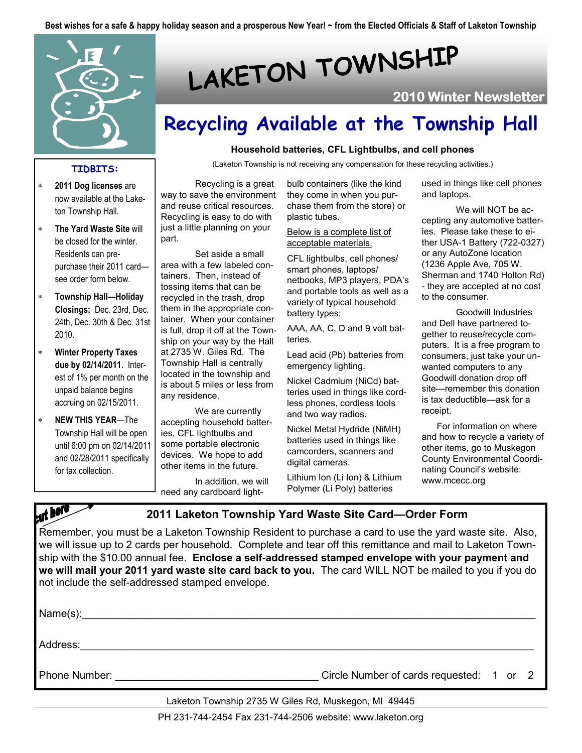Best wishes for a safe & happy holiday season and a prosperous New Year! ~ from the Elected Officials & Staff of Laketon Township

# LAKETON TOWNSHIP

**2010 Winter Newsletter**

## TIDBITS:

- **2011 Dog licenses** are now available at the Laketon Township Hall.
- **The Yard Waste Site** will be closed for the winter. Residents can pre-purchase their 2011 card—see order form below.
- **Township Hall—Holiday Closings:** Dec. 23rd, Dec. 24th, Dec. 30th & Dec. 31st 2010.
- **Winter Property Taxes due by 02/14/2011**. Interest of 1% per month on the unpaid balance begins accruing on 02/15/2011.
- **NEW THIS YEAR**—The Township Hall will be open until 6:00 pm on 02/14/2011 and 02/28/2011 specifically for tax collection.

## Recycling Available at the Township Hall

**Household batteries, CFL Lightbulbs, and cell phones**

(Laketon Township is not receiving any compensation for these recycling activities.)

Recycling is a great way to save the environment and reuse critical resources. Recycling is easy to do with just a little planning on your part.

Set aside a small area with a few labeled containers. Then, instead of tossing items that can be recycled in the trash, drop them in the appropriate container. When your container is full, drop it off at the Township on your way by the Hall at 2735 W. Giles Rd. The Township Hall is centrally located in the township and is about 5 miles or less from any residence.

We are currently accepting household batteries, CFL lightbulbs and some portable electronic devices. We hope to add other items in the future.

In addition, we will need any cardboard lightbulb containers (like the kind they come in when you purchase them from the store) or plastic tubes.

Below is a complete list of acceptable materials.

CFL lightbulbs, cell phones/ smart phones, laptops/ netbooks, MP3 players, PDA's and portable tools as well as a variety of typical household battery types:

AAA, AA, C, D and 9 volt batteries.

Lead acid (Pb) batteries from emergency lighting.

Nickel Cadmium (NiCd) batteries used in things like cordless phones, cordless tools and two way radios.

Nickel Metal Hydride (NiMH) batteries used in things like camcorders, scanners and digital cameras.

Lithium Ion (Li Ion) & Lithium Polymer (Li Poly) batteries used in things like cell phones and laptops.

We will NOT be accepting any automotive batteries. Please take these to either USA-1 Battery (722-0327) or any AutoZone location (1236 Apple Ave, 705 W. Sherman and 1740 Holton Rd) - they are accepted at no cost to the consumer.

Goodwill Industries and Dell have partnered together to reuse/recycle computers. It is a free program to consumers, just take your unwanted computers to any Goodwill donation drop off site—remember this donation is tax deductible—ask for a receipt.

For information on where and how to recycle a variety of other items, go to Muskegon County Environmental Coordinating Council's website: www.mcecc.org

cut here

### 2011 Laketon Township Yard Waste Site Card—Order Form

Remember, you must be a Laketon Township Resident to purchase a card to use the yard waste site. Also, we will issue up to 2 cards per household. Complete and tear off this remittance and mail to Laketon Township with the $10.00 annual fee. **Enclose a self-addressed stamped envelope with your payment and we will mail your 2011 yard waste site card back to you.** The card WILL NOT be mailed to you if you do not include the self-addressed stamped envelope.

Name(s):\_\_\_\_\_\_\_\_\_\_\_\_\_\_\_\_\_\_\_\_\_\_\_\_\_\_\_\_\_\_\_\_\_\_\_\_\_\_\_\_\_\_\_\_

Address:\_\_\_\_\_\_\_\_\_\_\_\_\_\_\_\_\_\_\_\_\_\_\_\_\_\_\_\_\_\_\_\_\_\_\_\_\_\_\_\_\_\_\_\_

Phone Number: \_\_\_\_\_\_\_\_\_\_\_\_\_\_\_\_\_\_\_\_\_\_\_ Circle Number of cards requested: 1 or 2

Laketon Township 2735 W Giles Rd, Muskegon, MI 49445

PH 231-744-2454 Fax 231-744-2506 website: www.laketon.org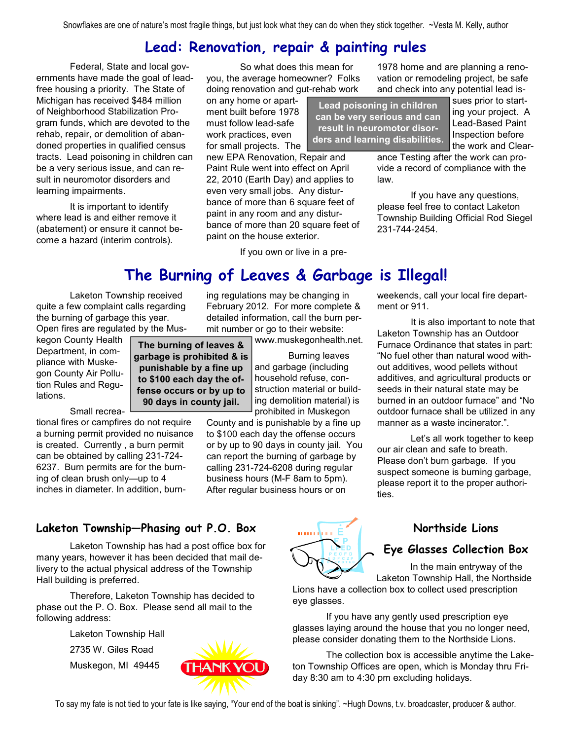Snowflakes are one of nature's most fragile things, but just look what they can do when they stick together. ~Vesta M. Kelly, author

## Lead: Renovation, repair & painting rules

Federal, State and local governments have made the goal of lead-free housing a priority. The State of Michigan has received $484 million of Neighborhood Stabilization Program funds, which are devoted to the rehab, repair, or demolition of abandoned properties in qualified census tracts. Lead poisoning in children can be a very serious issue, and can result in neuromotor disorders and learning impairments.

It is important to identify where lead is and either remove it (abatement) or ensure it cannot become a hazard (interim controls).

So what does this mean for you, the average homeowner? Folks doing renovation and gut-rehab work on any home or apartment built before 1978 must follow lead-safe work practices, even for small projects. The new EPA Renovation, Repair and Paint Rule went into effect on April 22, 2010 (Earth Day) and applies to even very small jobs. Any disturbance of more than 6 square feet of paint in any room and any disturbance of more than 20 square feet of paint on the house exterior.

**Lead poisoning in children can be very serious and can result in neuromotor disorders and learning disabilities.**

If you own or live in a pre-1978 home and are planning a renovation or remodeling project, be safe and check into any potential lead issues prior to starting your project. A Lead-Based Paint Inspection before the work and Clearance Testing after the work can provide a record of compliance with the law.

If you have any questions, please feel free to contact Laketon Township Building Official Rod Siegel 231-744-2454.

## The Burning of Leaves & Garbage is Illegal!

Laketon Township received quite a few complaint calls regarding the burning of garbage this year. Open fires are regulated by the Muskegon County Health Department, in compliance with Muskegon County Air Pollution Rules and Regulations.

**The burning of leaves & garbage is prohibited & is punishable by a fine up to $100 each day the offense occurs or by up to 90 days in county jail.**

Small recreational fires or campfires do not require a burning permit provided no nuisance is created. Currently , a burn permit can be obtained by calling 231-724-6237. Burn permits are for the burning of clean brush only—up to 4 inches in diameter. In addition, burning regulations may be changing in February 2012. For more complete & detailed information, call the burn permit number or go to their website: www.muskegonhealth.net.

Burning leaves and garbage (including household refuse, construction material or building demolition material) is prohibited in Muskegon County and is punishable by a fine up to $100 each day the offense occurs or by up to 90 days in county jail. You can report the burning of garbage by calling 231-724-6208 during regular business hours (M-F 8am to 5pm). After regular business hours or on weekends, call your local fire department or 911.

It is also important to note that Laketon Township has an Outdoor Furnace Ordinance that states in part: "No fuel other than natural wood without additives, wood pellets without additives, and agricultural products or seeds in their natural state may be burned in an outdoor furnace" and "No outdoor furnace shall be utilized in any manner as a waste incinerator.".

Let's all work together to keep our air clean and safe to breath. Please don't burn garbage. If you suspect someone is burning garbage, please report it to the proper authorities.

### Laketon Township—Phasing out P.O. Box

Laketon Township has had a post office box for many years, however it has been decided that mail delivery to the actual physical address of the Township Hall building is preferred.

Therefore, Laketon Township has decided to phase out the P. O. Box. Please send all mail to the following address:

Laketon Township Hall
2735 W. Giles Road
Muskegon, MI 49445

THANK YOU

### Northside Lions Eye Glasses Collection Box

In the main entryway of the Laketon Township Hall, the Northside Lions have a collection box to collect used prescription eye glasses.

If you have any gently used prescription eye glasses laying around the house that you no longer need, please consider donating them to the Northside Lions.

The collection box is accessible anytime the Laketon Township Offices are open, which is Monday thru Friday 8:30 am to 4:30 pm excluding holidays.

To say my fate is not tied to your fate is like saying, "Your end of the boat is sinking". ~Hugh Downs, t.v. broadcaster, producer & author.